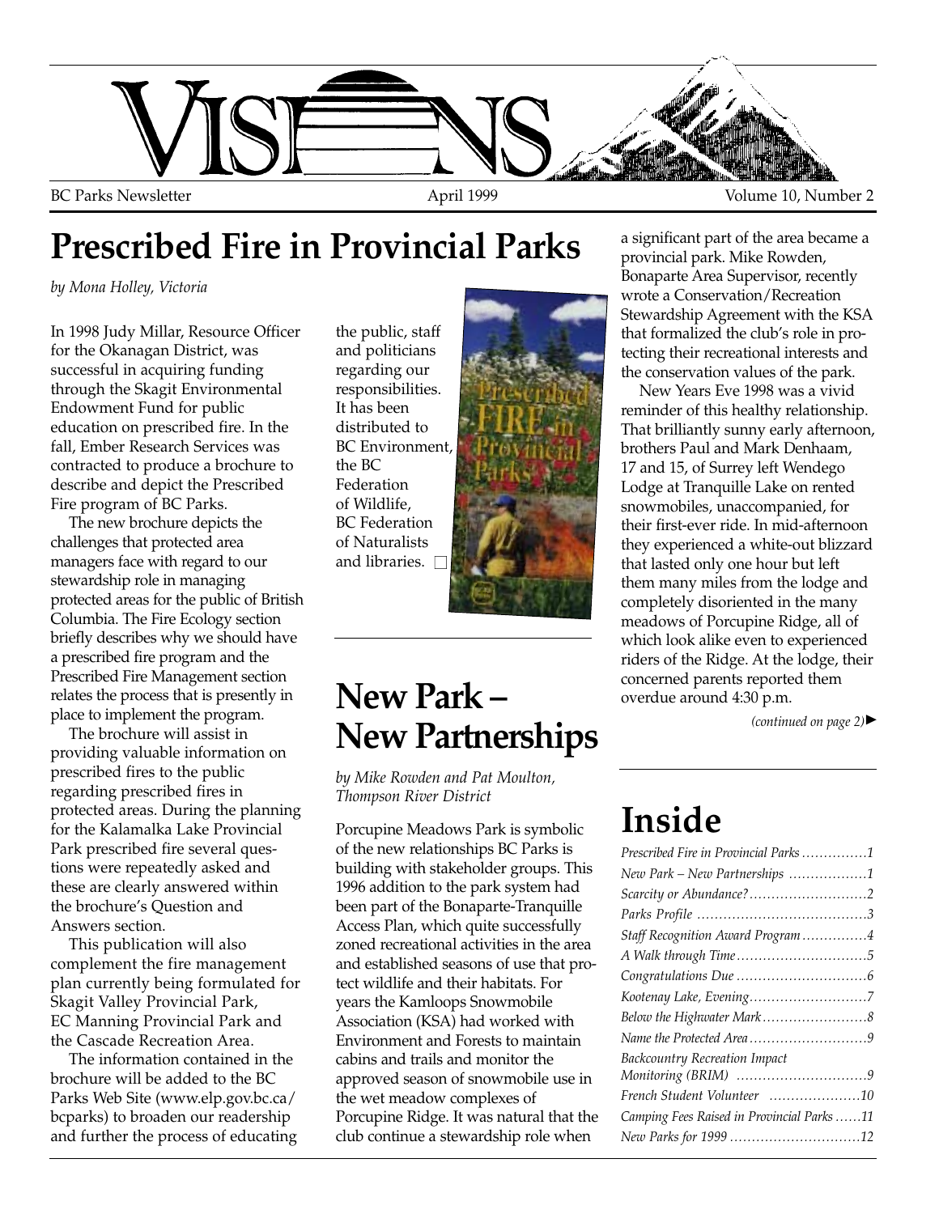# VISIONS

BC Parks Newsletter April 1999 Volume 10, Number 2

## Prescribed Fire in Provincial Parks

*by Mona Holley, Victoria*

In 1998 Judy Millar, Resource Officer for the Okanagan District, was successful in acquiring funding through the Skagit Environmental Endowment Fund for public education on prescribed fire. In the fall, Ember Research Services was contracted to produce a brochure to describe and depict the Prescribed Fire program of BC Parks.

The new brochure depicts the challenges that protected area managers face with regard to our stewardship role in managing protected areas for the public of British Columbia. The Fire Ecology section briefly describes why we should have a prescribed fire program and the Prescribed Fire Management section relates the process that is presently in place to implement the program.

The brochure will assist in providing valuable information on prescribed fires to the public regarding prescribed fires in protected areas. During the planning for the Kalamalka Lake Provincial Park prescribed fire several questions were repeatedly asked and these are clearly answered within the brochure's Question and Answers section.

This publication will also complement the fire management plan currently being formulated for Skagit Valley Provincial Park, EC Manning Provincial Park and the Cascade Recreation Area.

The information contained in the brochure will be added to the BC Parks Web Site (www.elp.gov.bc.ca/bcparks) to broaden our readership and further the process of educating the public, staff and politicians regarding our responsibilities. It has been distributed to BC Environment, the BC Federation of Wildlife, BC Federation of Naturalists and libraries. □

## New Park – New Partnerships

*by Mike Rowden and Pat Moulton, Thompson River District*

Porcupine Meadows Park is symbolic of the new relationships BC Parks is building with stakeholder groups. This 1996 addition to the park system had been part of the Bonaparte-Tranquille Access Plan, which quite successfully zoned recreational activities in the area and established seasons of use that protect wildlife and their habitats. For years the Kamloops Snowmobile Association (KSA) had worked with Environment and Forests to maintain cabins and trails and monitor the approved season of snowmobile use in the wet meadow complexes of Porcupine Ridge. It was natural that the club continue a stewardship role when a significant part of the area became a provincial park. Mike Rowden, Bonaparte Area Supervisor, recently wrote a Conservation/Recreation Stewardship Agreement with the KSA that formalized the club's role in protecting their recreational interests and the conservation values of the park.

New Years Eve 1998 was a vivid reminder of this healthy relationship. That brilliantly sunny early afternoon, brothers Paul and Mark Denhaam, 17 and 15, of Surrey left Wendego Lodge at Tranquille Lake on rented snowmobiles, unaccompanied, for their first-ever ride. In mid-afternoon they experienced a white-out blizzard that lasted only one hour but left them many miles from the lodge and completely disoriented in the many meadows of Porcupine Ridge, all of which look alike even to experienced riders of the Ridge. At the lodge, their concerned parents reported them overdue around 4:30 p.m.

*(continued on page 2)*►

## Inside

- *Prescribed Fire in Provincial Parks* ...............1
- *New Park – New Partnerships* ..................1
- *Scarcity or Abundance?* ...........................2
- *Parks Profile* .......................................3
- *Staff Recognition Award Program* ...............4
- *A Walk through Time* ..............................5
- *Congratulations Due* ..............................6
- *Kootenay Lake, Evening* ...........................7
- *Below the Highwater Mark* ........................8
- *Name the Protected Area* ...........................9
- *Backcountry Recreation Impact Monitoring (BRIM)* ..............................9
- *French Student Volunteer* .....................10
- *Camping Fees Raised in Provincial Parks* ......11
- *New Parks for 1999* ..............................12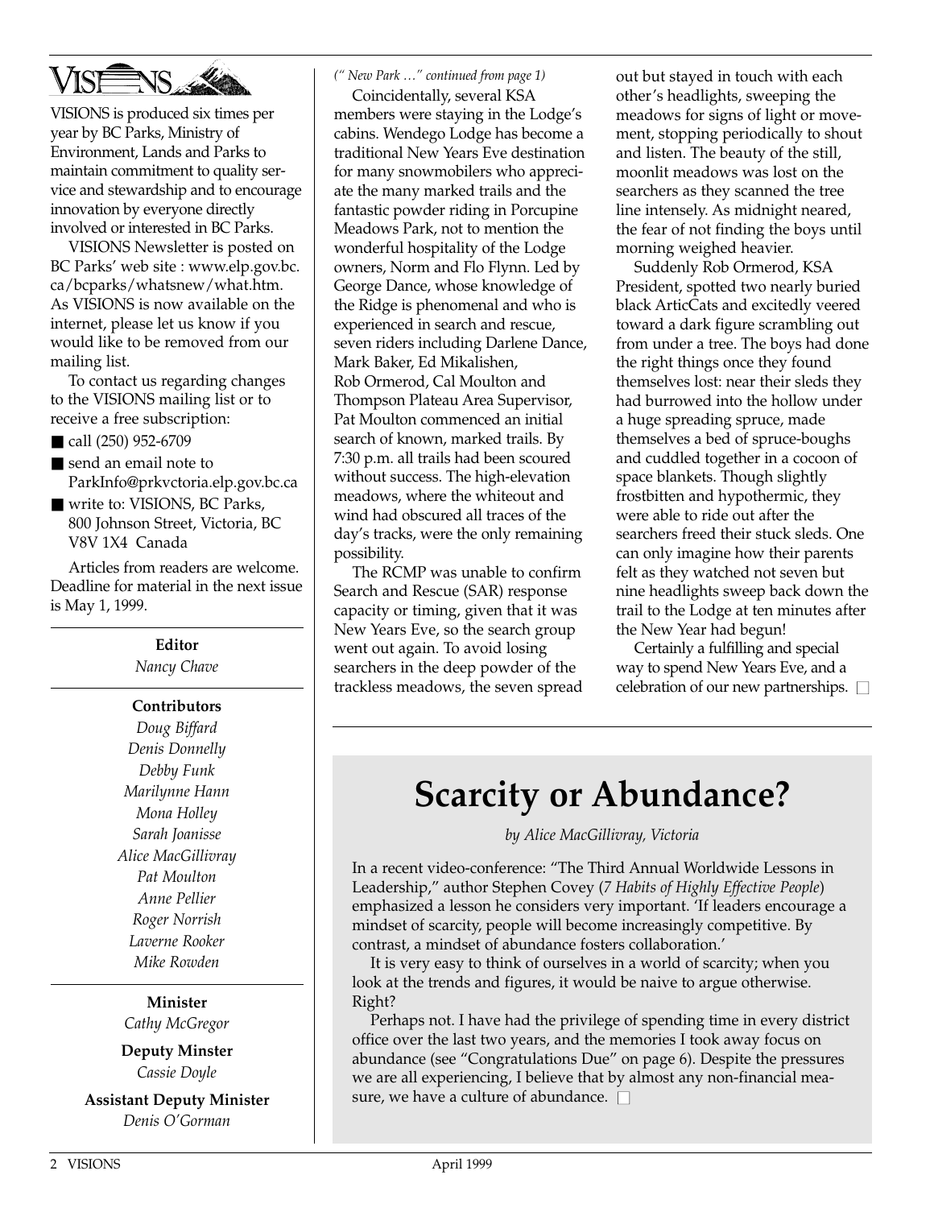VISIONS

VISIONS is produced six times per year by BC Parks, Ministry of Environment, Lands and Parks to maintain commitment to quality service and stewardship and to encourage innovation by everyone directly involved or interested in BC Parks.

VISIONS Newsletter is posted on BC Parks' web site : www.elp.gov.bc.ca/bcparks/whatsnew/what.htm. As VISIONS is now available on the internet, please let us know if you would like to be removed from our mailing list.

To contact us regarding changes to the VISIONS mailing list or to receive a free subscription:

- call (250) 952-6709
- send an email note to ParkInfo@prkvctoria.elp.gov.bc.ca
- write to: VISIONS, BC Parks, 800 Johnson Street, Victoria, BC V8V 1X4 Canada

Articles from readers are welcome. Deadline for material in the next issue is May 1, 1999.

**Editor**
*Nancy Chave*

**Contributors**
*Doug Biffard*
*Denis Donnelly*
*Debby Funk*
*Marilynne Hann*
*Mona Holley*
*Sarah Joanisse*
*Alice MacGillivray*
*Pat Moulton*
*Anne Pellier*
*Roger Norrish*
*Laverne Rooker*
*Mike Rowden*

**Minister**
*Cathy McGregor*

**Deputy Minster**
*Cassie Doyle*

**Assistant Deputy Minister**
*Denis O'Gorman*

*(" New Park …" continued from page 1)*

Coincidentally, several KSA members were staying in the Lodge's cabins. Wendego Lodge has become a traditional New Years Eve destination for many snowmobilers who appreciate the many marked trails and the fantastic powder riding in Porcupine Meadows Park, not to mention the wonderful hospitality of the Lodge owners, Norm and Flo Flynn. Led by George Dance, whose knowledge of the Ridge is phenomenal and who is experienced in search and rescue, seven riders including Darlene Dance, Mark Baker, Ed Mikalishen, Rob Ormerod, Cal Moulton and Thompson Plateau Area Supervisor, Pat Moulton commenced an initial search of known, marked trails. By 7:30 p.m. all trails had been scoured without success. The high-elevation meadows, where the whiteout and wind had obscured all traces of the day's tracks, were the only remaining possibility.

The RCMP was unable to confirm Search and Rescue (SAR) response capacity or timing, given that it was New Years Eve, so the search group went out again. To avoid losing searchers in the deep powder of the trackless meadows, the seven spread out but stayed in touch with each other's headlights, sweeping the meadows for signs of light or movement, stopping periodically to shout and listen. The beauty of the still, moonlit meadows was lost on the searchers as they scanned the tree line intensely. As midnight neared, the fear of not finding the boys until morning weighed heavier.

Suddenly Rob Ormerod, KSA President, spotted two nearly buried black ArticCats and excitedly veered toward a dark figure scrambling out from under a tree. The boys had done the right things once they found themselves lost: near their sleds they had burrowed into the hollow under a huge spreading spruce, made themselves a bed of spruce-boughs and cuddled together in a cocoon of space blankets. Though slightly frostbitten and hypothermic, they were able to ride out after the searchers freed their stuck sleds. One can only imagine how their parents felt as they watched not seven but nine headlights sweep back down the trail to the Lodge at ten minutes after the New Year had begun!

Certainly a fulfilling and special way to spend New Years Eve, and a celebration of our new partnerships.

# Scarcity or Abundance?

*by Alice MacGillivray, Victoria*

In a recent video-conference: "The Third Annual Worldwide Lessons in Leadership," author Stephen Covey (*7 Habits of Highly Effective People*) emphasized a lesson he considers very important. 'If leaders encourage a mindset of scarcity, people will become increasingly competitive. By contrast, a mindset of abundance fosters collaboration.'

It is very easy to think of ourselves in a world of scarcity; when you look at the trends and figures, it would be naive to argue otherwise. Right?

Perhaps not. I have had the privilege of spending time in every district office over the last two years, and the memories I took away focus on abundance (see "Congratulations Due" on page 6). Despite the pressures we are all experiencing, I believe that by almost any non-financial measure, we have a culture of abundance.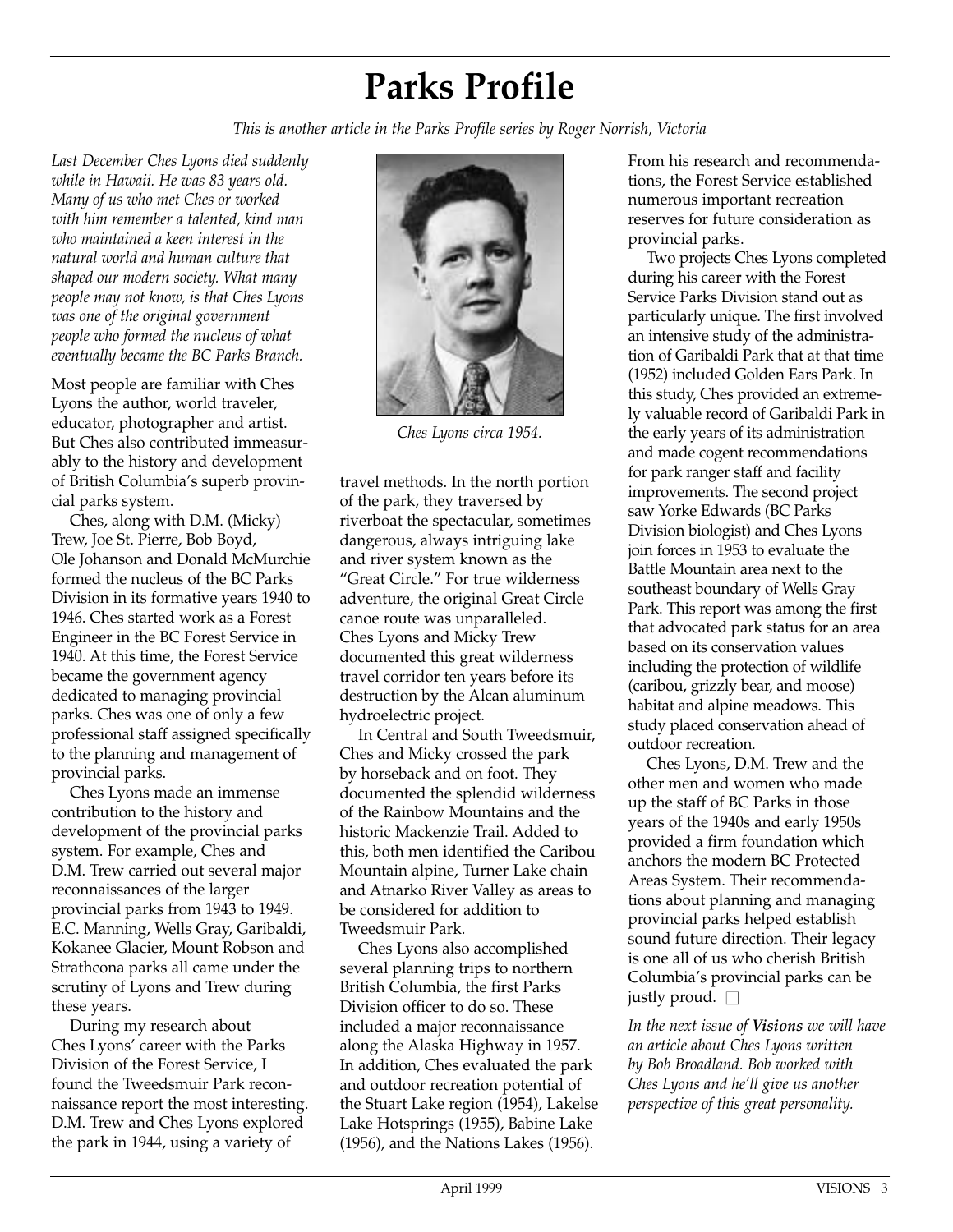# Parks Profile

*This is another article in the Parks Profile series by Roger Norrish, Victoria*

*Last December Ches Lyons died suddenly while in Hawaii. He was 83 years old. Many of us who met Ches or worked with him remember a talented, kind man who maintained a keen interest in the natural world and human culture that shaped our modern society. What many people may not know, is that Ches Lyons was one of the original government people who formed the nucleus of what eventually became the BC Parks Branch.*

Most people are familiar with Ches Lyons the author, world traveler, educator, photographer and artist. But Ches also contributed immeasurably to the history and development of British Columbia's superb provincial parks system.

Ches, along with D.M. (Micky) Trew, Joe St. Pierre, Bob Boyd, Ole Johanson and Donald McMurchie formed the nucleus of the BC Parks Division in its formative years 1940 to 1946. Ches started work as a Forest Engineer in the BC Forest Service in 1940. At this time, the Forest Service became the government agency dedicated to managing provincial parks. Ches was one of only a few professional staff assigned specifically to the planning and management of provincial parks.

Ches Lyons made an immense contribution to the history and development of the provincial parks system. For example, Ches and D.M. Trew carried out several major reconnaissances of the larger provincial parks from 1943 to 1949. E.C. Manning, Wells Gray, Garibaldi, Kokanee Glacier, Mount Robson and Strathcona parks all came under the scrutiny of Lyons and Trew during these years.

During my research about Ches Lyons' career with the Parks Division of the Forest Service, I found the Tweedsmuir Park reconnaissance report the most interesting. D.M. Trew and Ches Lyons explored the park in 1944, using a variety of travel methods. In the north portion of the park, they traversed by riverboat the spectacular, sometimes dangerous, always intriguing lake and river system known as the "Great Circle." For true wilderness adventure, the original Great Circle canoe route was unparalleled. Ches Lyons and Micky Trew documented this great wilderness travel corridor ten years before its destruction by the Alcan aluminum hydroelectric project.

*Ches Lyons circa 1954.*

In Central and South Tweedsmuir, Ches and Micky crossed the park by horseback and on foot. They documented the splendid wilderness of the Rainbow Mountains and the historic Mackenzie Trail. Added to this, both men identified the Caribou Mountain alpine, Turner Lake chain and Atnarko River Valley as areas to be considered for addition to Tweedsmuir Park.

Ches Lyons also accomplished several planning trips to northern British Columbia, the first Parks Division officer to do so. These included a major reconnaissance along the Alaska Highway in 1957. In addition, Ches evaluated the park and outdoor recreation potential of the Stuart Lake region (1954), Lakelse Lake Hotsprings (1955), Babine Lake (1956), and the Nations Lakes (1956). From his research and recommendations, the Forest Service established numerous important recreation reserves for future consideration as provincial parks.

Two projects Ches Lyons completed during his career with the Forest Service Parks Division stand out as particularly unique. The first involved an intensive study of the administration of Garibaldi Park that at that time (1952) included Golden Ears Park. In this study, Ches provided an extremely valuable record of Garibaldi Park in the early years of its administration and made cogent recommendations for park ranger staff and facility improvements. The second project saw Yorke Edwards (BC Parks Division biologist) and Ches Lyons join forces in 1953 to evaluate the Battle Mountain area next to the southeast boundary of Wells Gray Park. This report was among the first that advocated park status for an area based on its conservation values including the protection of wildlife (caribou, grizzly bear, and moose) habitat and alpine meadows. This study placed conservation ahead of outdoor recreation.

Ches Lyons, D.M. Trew and the other men and women who made up the staff of BC Parks in those years of the 1940s and early 1950s provided a firm foundation which anchors the modern BC Protected Areas System. Their recommendations about planning and managing provincial parks helped establish sound future direction. Their legacy is one all of us who cherish British Columbia's provincial parks can be justly proud. □

*In the next issue of* ***Visions*** *we will have an article about Ches Lyons written by Bob Broadland. Bob worked with Ches Lyons and he'll give us another perspective of this great personality.*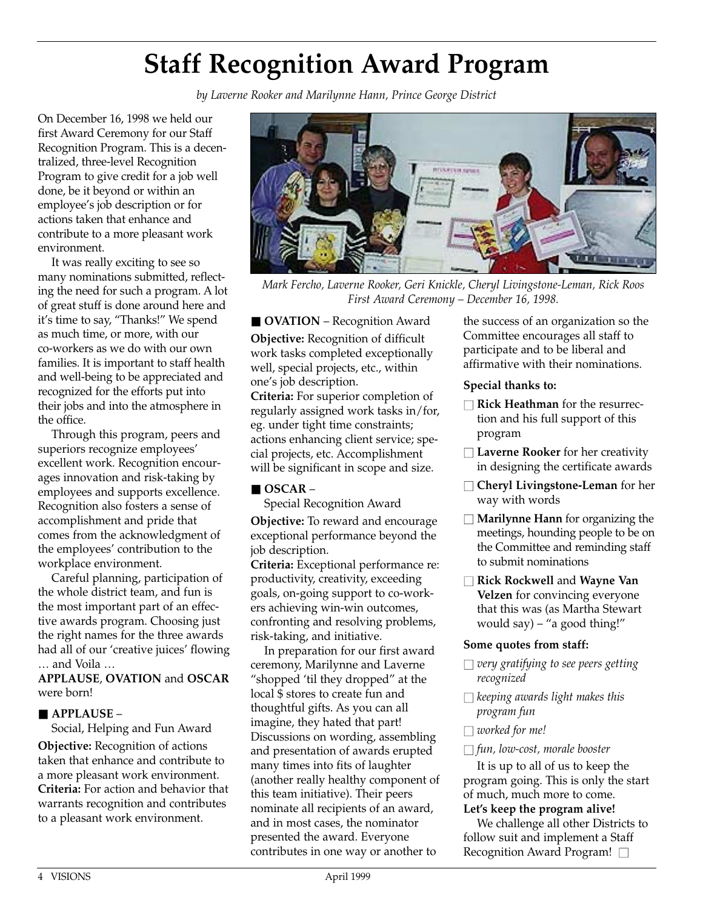# Staff Recognition Award Program

*by Laverne Rooker and Marilynne Hann, Prince George District*

On December 16, 1998 we held our first Award Ceremony for our Staff Recognition Program. This is a decentralized, three-level Recognition Program to give credit for a job well done, be it beyond or within an employee's job description or for actions taken that enhance and contribute to a more pleasant work environment.

It was really exciting to see so many nominations submitted, reflecting the need for such a program. A lot of great stuff is done around here and it's time to say, "Thanks!" We spend as much time, or more, with our co-workers as we do with our own families. It is important to staff health and well-being to be appreciated and recognized for the efforts put into their jobs and into the atmosphere in the office.

Through this program, peers and superiors recognize employees' excellent work. Recognition encourages innovation and risk-taking by employees and supports excellence. Recognition also fosters a sense of accomplishment and pride that comes from the acknowledgment of the employees' contribution to the workplace environment.

Careful planning, participation of the whole district team, and fun is the most important part of an effective awards program. Choosing just the right names for the three awards had all of our 'creative juices' flowing … and Voila …

**APPLAUSE**, **OVATION** and **OSCAR** were born!

*Mark Fercho, Laverne Rooker, Geri Knickle, Cheryl Livingstone-Leman, Rick Roos*
*First Award Ceremony – December 16, 1998.*

■ **APPLAUSE** –
Social, Helping and Fun Award

**Objective:** Recognition of actions taken that enhance and contribute to a more pleasant work environment.
**Criteria:** For action and behavior that warrants recognition and contributes to a pleasant work environment.

■ **OVATION** – Recognition Award

**Objective:** Recognition of difficult work tasks completed exceptionally well, special projects, etc., within one's job description.
**Criteria:** For superior completion of regularly assigned work tasks in/for, eg. under tight time constraints; actions enhancing client service; special projects, etc. Accomplishment will be significant in scope and size.

■ **OSCAR** –
Special Recognition Award

**Objective:** To reward and encourage exceptional performance beyond the job description.
**Criteria:** Exceptional performance re: productivity, creativity, exceeding goals, on-going support to co-workers achieving win-win outcomes, confronting and resolving problems, risk-taking, and initiative.

In preparation for our first award ceremony, Marilynne and Laverne "shopped 'til they dropped" at the local $ stores to create fun and thoughtful gifts. As you can all imagine, they hated that part! Discussions on wording, assembling and presentation of awards erupted many times into fits of laughter (another really healthy component of this team initiative). Their peers nominate all recipients of an award, and in most cases, the nominator presented the award. Everyone contributes in one way or another to the success of an organization so the Committee encourages all staff to participate and to be liberal and affirmative with their nominations.

**Special thanks to:**

- **Rick Heathman** for the resurrection and his full support of this program
- **Laverne Rooker** for her creativity in designing the certificate awards
- **Cheryl Livingstone-Leman** for her way with words
- **Marilynne Hann** for organizing the meetings, hounding people to be on the Committee and reminding staff to submit nominations
- **Rick Rockwell** and **Wayne Van Velzen** for convincing everyone that this was (as Martha Stewart would say) – "a good thing!"

**Some quotes from staff:**

- *very gratifying to see peers getting recognized*
- *keeping awards light makes this program fun*
- *worked for me!*
- *fun, low-cost, morale booster*

It is up to all of us to keep the program going. This is only the start of much, much more to come.

**Let's keep the program alive!**

We challenge all other Districts to follow suit and implement a Staff Recognition Award Program!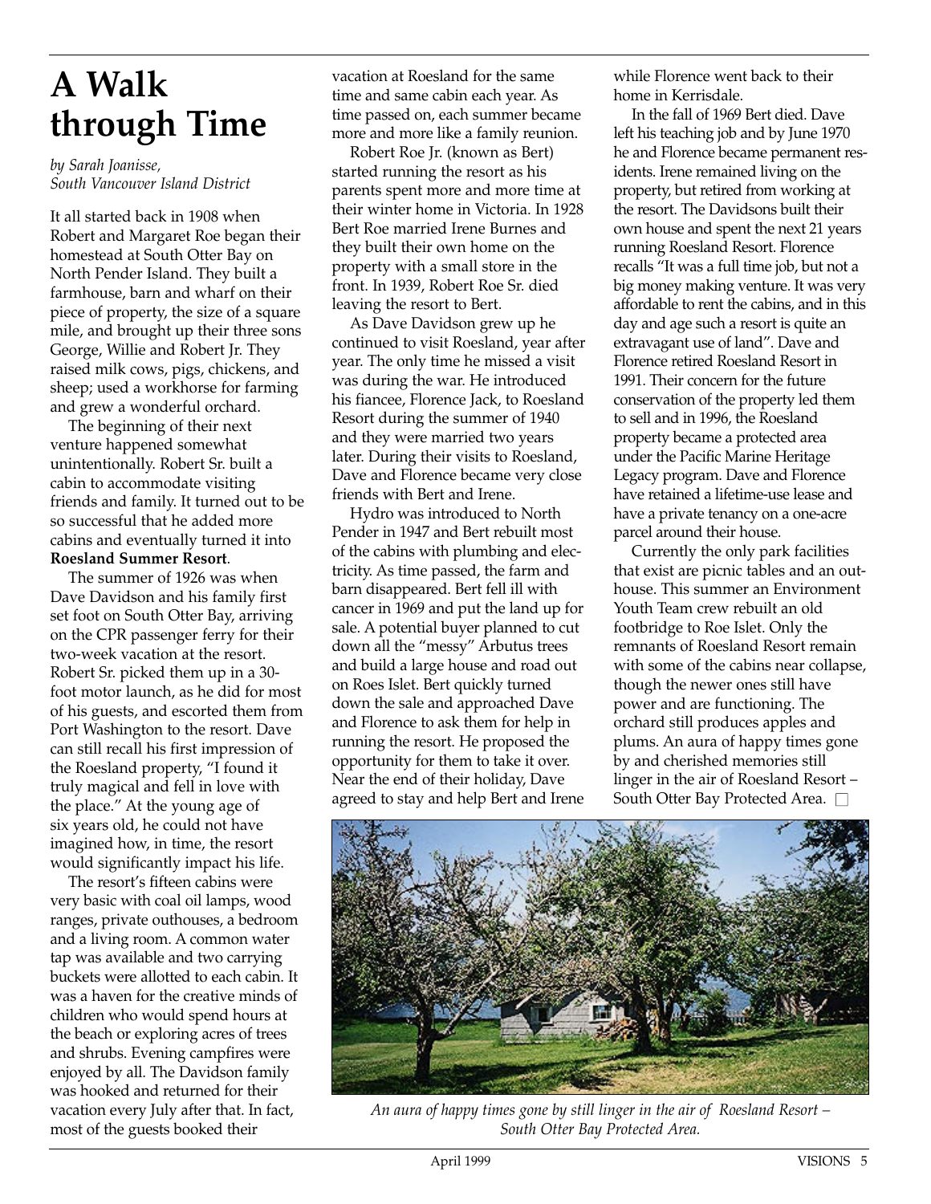# A Walk through Time

*by Sarah Joanisse, South Vancouver Island District*

It all started back in 1908 when Robert and Margaret Roe began their homestead at South Otter Bay on North Pender Island. They built a farmhouse, barn and wharf on their piece of property, the size of a square mile, and brought up their three sons George, Willie and Robert Jr. They raised milk cows, pigs, chickens, and sheep; used a workhorse for farming and grew a wonderful orchard.

The beginning of their next venture happened somewhat unintentionally. Robert Sr. built a cabin to accommodate visiting friends and family. It turned out to be so successful that he added more cabins and eventually turned it into **Roesland Summer Resort**.

The summer of 1926 was when Dave Davidson and his family first set foot on South Otter Bay, arriving on the CPR passenger ferry for their two-week vacation at the resort. Robert Sr. picked them up in a 30-foot motor launch, as he did for most of his guests, and escorted them from Port Washington to the resort. Dave can still recall his first impression of the Roesland property, "I found it truly magical and fell in love with the place." At the young age of six years old, he could not have imagined how, in time, the resort would significantly impact his life.

The resort's fifteen cabins were very basic with coal oil lamps, wood ranges, private outhouses, a bedroom and a living room. A common water tap was available and two carrying buckets were allotted to each cabin. It was a haven for the creative minds of children who would spend hours at the beach or exploring acres of trees and shrubs. Evening campfires were enjoyed by all. The Davidson family was hooked and returned for their vacation every July after that. In fact, most of the guests booked their vacation at Roesland for the same time and same cabin each year. As time passed on, each summer became more and more like a family reunion.

Robert Roe Jr. (known as Bert) started running the resort as his parents spent more and more time at their winter home in Victoria. In 1928 Bert Roe married Irene Burnes and they built their own home on the property with a small store in the front. In 1939, Robert Roe Sr. died leaving the resort to Bert.

As Dave Davidson grew up he continued to visit Roesland, year after year. The only time he missed a visit was during the war. He introduced his fiancee, Florence Jack, to Roesland Resort during the summer of 1940 and they were married two years later. During their visits to Roesland, Dave and Florence became very close friends with Bert and Irene.

Hydro was introduced to North Pender in 1947 and Bert rebuilt most of the cabins with plumbing and electricity. As time passed, the farm and barn disappeared. Bert fell ill with cancer in 1969 and put the land up for sale. A potential buyer planned to cut down all the "messy" Arbutus trees and build a large house and road out on Roes Islet. Bert quickly turned down the sale and approached Dave and Florence to ask them for help in running the resort. He proposed the opportunity for them to take it over. Near the end of their holiday, Dave agreed to stay and help Bert and Irene while Florence went back to their home in Kerrisdale.

In the fall of 1969 Bert died. Dave left his teaching job and by June 1970 he and Florence became permanent residents. Irene remained living on the property, but retired from working at the resort. The Davidsons built their own house and spent the next 21 years running Roesland Resort. Florence recalls "It was a full time job, but not a big money making venture. It was very affordable to rent the cabins, and in this day and age such a resort is quite an extravagant use of land". Dave and Florence retired Roesland Resort in 1991. Their concern for the future conservation of the property led them to sell and in 1996, the Roesland property became a protected area under the Pacific Marine Heritage Legacy program. Dave and Florence have retained a lifetime-use lease and have a private tenancy on a one-acre parcel around their house.

Currently the only park facilities that exist are picnic tables and an outhouse. This summer an Environment Youth Team crew rebuilt an old footbridge to Roe Islet. Only the remnants of Roesland Resort remain with some of the cabins near collapse, though the newer ones still have power and are functioning. The orchard still produces apples and plums. An aura of happy times gone by and cherished memories still linger in the air of Roesland Resort – South Otter Bay Protected Area. □

*An aura of happy times gone by still linger in the air of Roesland Resort – South Otter Bay Protected Area.*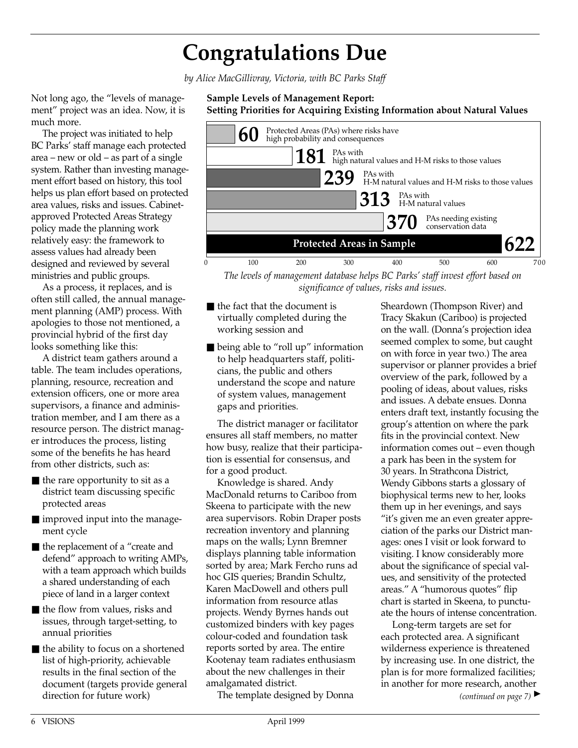# Congratulations Due

*by Alice MacGillivray, Victoria, with BC Parks Staff*

Not long ago, the "levels of management" project was an idea. Now, it is much more.

The project was initiated to help BC Parks' staff manage each protected area – new or old – as part of a single system. Rather than investing management effort based on history, this tool helps us plan effort based on protected area values, risks and issues. Cabinet-approved Protected Areas Strategy policy made the planning work relatively easy: the framework to assess values had already been designed and reviewed by several ministries and public groups.

As a process, it replaces, and is often still called, the annual management planning (AMP) process. With apologies to those not mentioned, a provincial hybrid of the first day looks something like this:

A district team gathers around a table. The team includes operations, planning, resource, recreation and extension officers, one or more area supervisors, a finance and administration member, and I am there as a resource person. The district manager introduces the process, listing some of the benefits he has heard from other districts, such as:

- the rare opportunity to sit as a district team discussing specific protected areas
- improved input into the management cycle
- the replacement of a "create and defend" approach to writing AMPs, with a team approach which builds a shared understanding of each piece of land in a larger context
- the flow from values, risks and issues, through target-setting, to annual priorities
- the ability to focus on a shortened list of high-priority, achievable results in the final section of the document (targets provide general direction for future work)
- the fact that the document is virtually completed during the working session and
- being able to "roll up" information to help headquarters staff, politicians, the public and others understand the scope and nature of system values, management gaps and priorities.

**Sample Levels of Management Report: Setting Priorities for Acquiring Existing Information about Natural Values**

| Category | Number |
|---|---|
| Protected Areas (PAs) where risks have high probability and consequences | 60 |
| PAs with high natural values and H-M risks to those values | 181 |
| PAs with H-M natural values and H-M risks to those values | 239 |
| PAs with H-M natural values | 313 |
| PAs needing existing conservation data | 370 |
| Protected Areas in Sample | 622 |

*The levels of management database helps BC Parks' staff invest effort based on significance of values, risks and issues.*

The district manager or facilitator ensures all staff members, no matter how busy, realize that their participation is essential for consensus, and for a good product.

Knowledge is shared. Andy MacDonald returns to Cariboo from Skeena to participate with the new area supervisors. Robin Draper posts recreation inventory and planning maps on the walls; Lynn Bremner displays planning table information sorted by area; Mark Fercho runs ad hoc GIS queries; Brandin Schultz, Karen MacDowell and others pull information from resource atlas projects. Wendy Byrnes hands out customized binders with key pages colour-coded and foundation task reports sorted by area. The entire Kootenay team radiates enthusiasm about the new challenges in their amalgamated district.

The template designed by Donna Sheardown (Thompson River) and Tracy Skakun (Cariboo) is projected on the wall. (Donna's projection idea seemed complex to some, but caught on with force in year two.) The area supervisor or planner provides a brief overview of the park, followed by a pooling of ideas, about values, risks and issues. A debate ensues. Donna enters draft text, instantly focusing the group's attention on where the park fits in the provincial context. New information comes out – even though a park has been in the system for 30 years. In Strathcona District, Wendy Gibbons starts a glossary of biophysical terms new to her, looks them up in her evenings, and says "it's given me an even greater appreciation of the parks our District manages: ones I visit or look forward to visiting. I know considerably more about the significance of special values, and sensitivity of the protected areas." A "humorous quotes" flip chart is started in Skeena, to punctuate the hours of intense concentration.

Long-term targets are set for each protected area. A significant wilderness experience is threatened by increasing use. In one district, the plan is for more formalized facilities; in another for more research, another

*(continued on page 7)* ►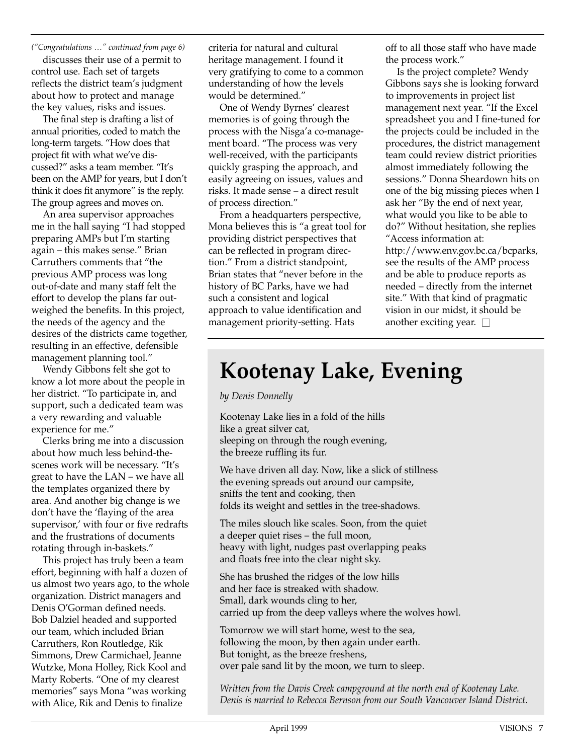*("Congratulations …" continued from page 6)*

discusses their use of a permit to control use. Each set of targets reflects the district team's judgment about how to protect and manage the key values, risks and issues.

The final step is drafting a list of annual priorities, coded to match the long-term targets. "How does that project fit with what we've discussed?" asks a team member. "It's been on the AMP for years, but I don't think it does fit anymore" is the reply. The group agrees and moves on.

An area supervisor approaches me in the hall saying "I had stopped preparing AMPs but I'm starting again – this makes sense." Brian Carruthers comments that "the previous AMP process was long out-of-date and many staff felt the effort to develop the plans far outweighed the benefits. In this project, the needs of the agency and the desires of the districts came together, resulting in an effective, defensible management planning tool."

Wendy Gibbons felt she got to know a lot more about the people in her district. "To participate in, and support, such a dedicated team was a very rewarding and valuable experience for me."

Clerks bring me into a discussion about how much less behind-the-scenes work will be necessary. "It's great to have the LAN – we have all the templates organized there by area. And another big change is we don't have the 'flaying of the area supervisor,' with four or five redrafts and the frustrations of documents rotating through in-baskets."

This project has truly been a team effort, beginning with half a dozen of us almost two years ago, to the whole organization. District managers and Denis O'Gorman defined needs. Bob Dalziel headed and supported our team, which included Brian Carruthers, Ron Routledge, Rik Simmons, Drew Carmichael, Jeanne Wutzke, Mona Holley, Rick Kool and Marty Roberts. "One of my clearest memories" says Mona "was working with Alice, Rik and Denis to finalize criteria for natural and cultural heritage management. I found it very gratifying to come to a common understanding of how the levels would be determined."

One of Wendy Byrnes' clearest memories is of going through the process with the Nisga'a co-management board. "The process was very well-received, with the participants quickly grasping the approach, and easily agreeing on issues, values and risks. It made sense – a direct result of process direction."

From a headquarters perspective, Mona believes this is "a great tool for providing district perspectives that can be reflected in program direction." From a district standpoint, Brian states that "never before in the history of BC Parks, have we had such a consistent and logical approach to value identification and management priority-setting. Hats off to all those staff who have made the process work."

Is the project complete? Wendy Gibbons says she is looking forward to improvements in project list management next year. "If the Excel spreadsheet you and I fine-tuned for the projects could be included in the procedures, the district management team could review district priorities almost immediately following the sessions." Donna Sheardown hits on one of the big missing pieces when I ask her "By the end of next year, what would you like to be able to do?" Without hesitation, she replies "Access information at: http://www.env.gov.bc.ca/bcparks, see the results of the AMP process and be able to produce reports as needed – directly from the internet site." With that kind of pragmatic vision in our midst, it should be another exciting year. □

# Kootenay Lake, Evening

*by Denis Donnelly*

Kootenay Lake lies in a fold of the hills
like a great silver cat,
sleeping on through the rough evening,
the breeze ruffling its fur.

We have driven all day. Now, like a slick of stillness
the evening spreads out around our campsite,
sniffs the tent and cooking, then
folds its weight and settles in the tree-shadows.

The miles slouch like scales. Soon, from the quiet
a deeper quiet rises – the full moon,
heavy with light, nudges past overlapping peaks
and floats free into the clear night sky.

She has brushed the ridges of the low hills
and her face is streaked with shadow.
Small, dark wounds cling to her,
carried up from the deep valleys where the wolves howl.

Tomorrow we will start home, west to the sea,
following the moon, by then again under earth.
But tonight, as the breeze freshens,
over pale sand lit by the moon, we turn to sleep.

*Written from the Davis Creek campground at the north end of Kootenay Lake. Denis is married to Rebecca Bernson from our South Vancouver Island District.*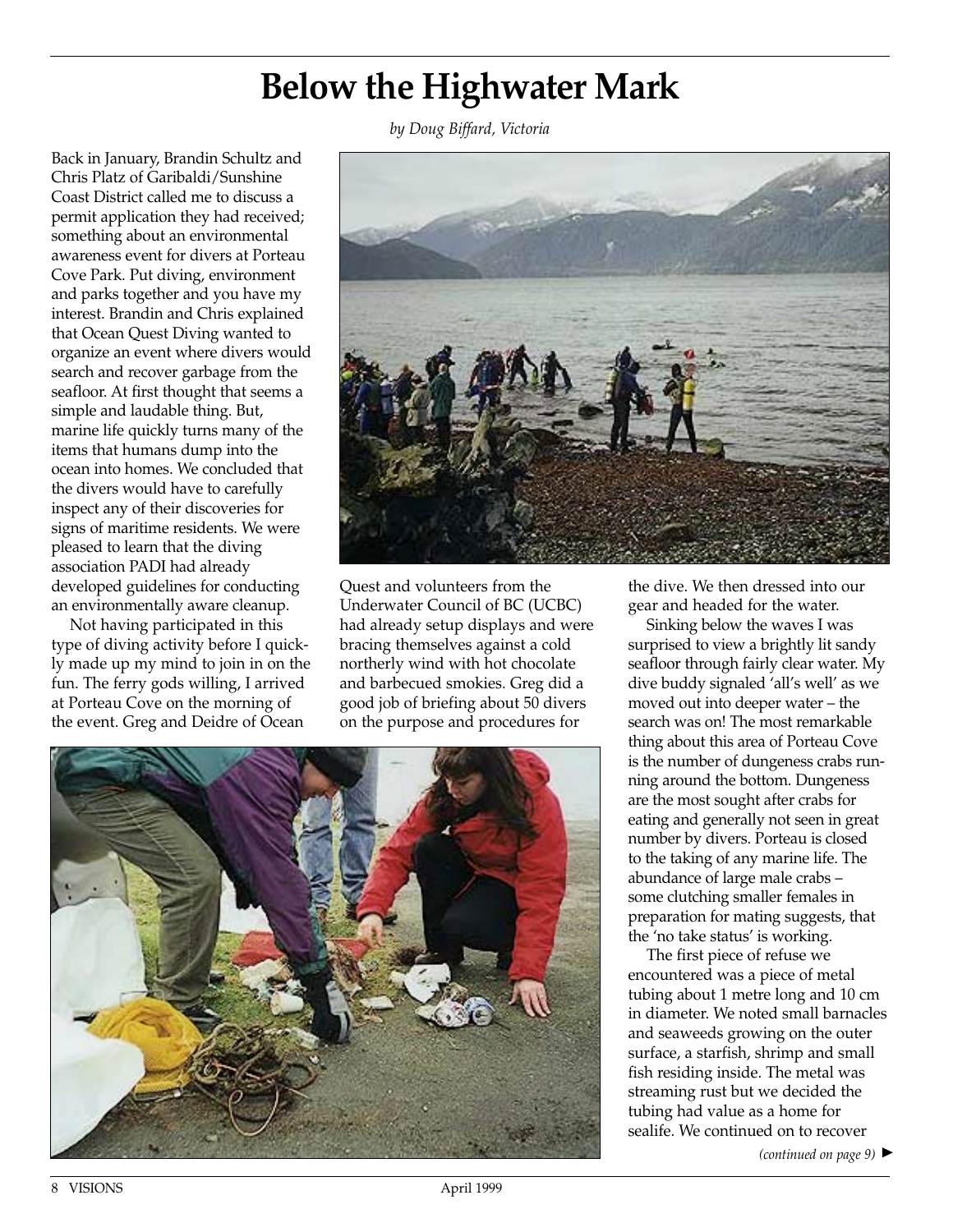# Below the Highwater Mark

*by Doug Biffard, Victoria*

Back in January, Brandin Schultz and Chris Platz of Garibaldi/Sunshine Coast District called me to discuss a permit application they had received; something about an environmental awareness event for divers at Porteau Cove Park. Put diving, environment and parks together and you have my interest. Brandin and Chris explained that Ocean Quest Diving wanted to organize an event where divers would search and recover garbage from the seafloor. At first thought that seems a simple and laudable thing. But, marine life quickly turns many of the items that humans dump into the ocean into homes. We concluded that the divers would have to carefully inspect any of their discoveries for signs of maritime residents. We were pleased to learn that the diving association PADI had already developed guidelines for conducting an environmentally aware cleanup.

Not having participated in this type of diving activity before I quickly made up my mind to join in on the fun. The ferry gods willing, I arrived at Porteau Cove on the morning of the event. Greg and Deidre of Ocean Quest and volunteers from the Underwater Council of BC (UCBC) had already setup displays and were bracing themselves against a cold northerly wind with hot chocolate and barbecued smokies. Greg did a good job of briefing about 50 divers on the purpose and procedures for the dive. We then dressed into our gear and headed for the water.

Sinking below the waves I was surprised to view a brightly lit sandy seafloor through fairly clear water. My dive buddy signaled 'all's well' as we moved out into deeper water – the search was on! The most remarkable thing about this area of Porteau Cove is the number of dungeness crabs running around the bottom. Dungeness are the most sought after crabs for eating and generally not seen in great number by divers. Porteau is closed to the taking of any marine life. The abundance of large male crabs – some clutching smaller females in preparation for mating suggests, that the 'no take status' is working.

The first piece of refuse we encountered was a piece of metal tubing about 1 metre long and 10 cm in diameter. We noted small barnacles and seaweeds growing on the outer surface, a starfish, shrimp and small fish residing inside. The metal was streaming rust but we decided the tubing had value as a home for sealife. We continued on to recover

*(continued on page 9)* ►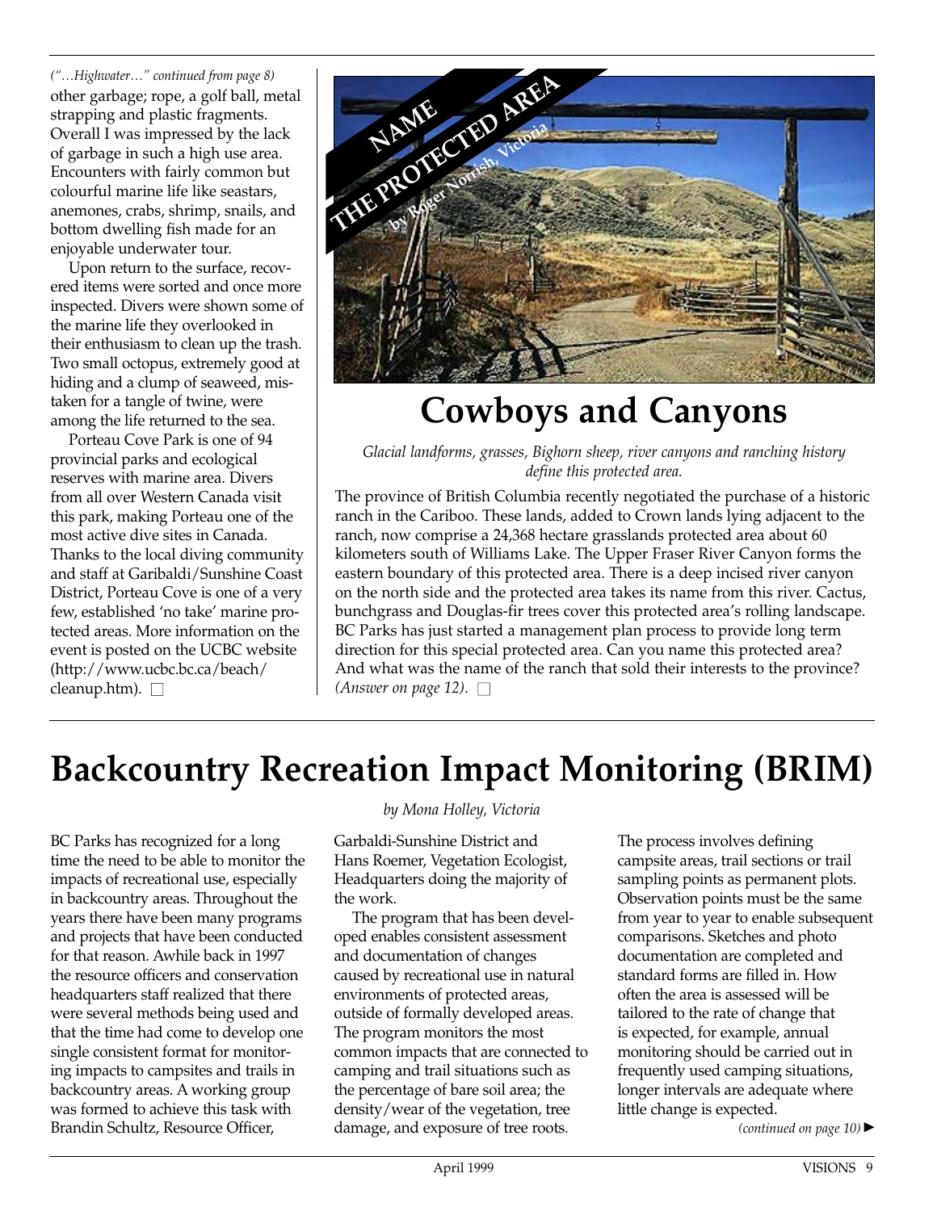*("…Highwater…" continued from page 8)*
other garbage; rope, a golf ball, metal strapping and plastic fragments. Overall I was impressed by the lack of garbage in such a high use area. Encounters with fairly common but colourful marine life like seastars, anemones, crabs, shrimp, snails, and bottom dwelling fish made for an enjoyable underwater tour.

Upon return to the surface, recovered items were sorted and once more inspected. Divers were shown some of the marine life they overlooked in their enthusiasm to clean up the trash. Two small octopus, extremely good at hiding and a clump of seaweed, mistaken for a tangle of twine, were among the life returned to the sea.

Porteau Cove Park is one of 94 provincial parks and ecological reserves with marine area. Divers from all over Western Canada visit this park, making Porteau one of the most active dive sites in Canada. Thanks to the local diving community and staff at Garibaldi/Sunshine Coast District, Porteau Cove is one of a very few, established 'no take' marine protected areas. More information on the event is posted on the UCBC website (http://www.ucbc.bc.ca/beach/cleanup.htm). □

**NAME THE PROTECTED AREA**

*by Roger Norrish, Victoria*

# Cowboys and Canyons

*Glacial landforms, grasses, Bighorn sheep, river canyons and ranching history define this protected area.*

The province of British Columbia recently negotiated the purchase of a historic ranch in the Cariboo. These lands, added to Crown lands lying adjacent to the ranch, now comprise a 24,368 hectare grasslands protected area about 60 kilometers south of Williams Lake. The Upper Fraser River Canyon forms the eastern boundary of this protected area. There is a deep incised river canyon on the north side and the protected area takes its name from this river. Cactus, bunchgrass and Douglas-fir trees cover this protected area's rolling landscape. BC Parks has just started a management plan process to provide long term direction for this special protected area. Can you name this protected area? And what was the name of the ranch that sold their interests to the province? *(Answer on page 12).* □

# Backcountry Recreation Impact Monitoring (BRIM)

*by Mona Holley, Victoria*

BC Parks has recognized for a long time the need to be able to monitor the impacts of recreational use, especially in backcountry areas. Throughout the years there have been many programs and projects that have been conducted for that reason. Awhile back in 1997 the resource officers and conservation headquarters staff realized that there were several methods being used and that the time had come to develop one single consistent format for monitoring impacts to campsites and trails in backcountry areas. A working group was formed to achieve this task with Brandin Schultz, Resource Officer, Garbaldi-Sunshine District and Hans Roemer, Vegetation Ecologist, Headquarters doing the majority of the work.

The program that has been developed enables consistent assessment and documentation of changes caused by recreational use in natural environments of protected areas, outside of formally developed areas. The program monitors the most common impacts that are connected to camping and trail situations such as the percentage of bare soil area; the density/wear of the vegetation, tree damage, and exposure of tree roots.

The process involves defining campsite areas, trail sections or trail sampling points as permanent plots. Observation points must be the same from year to year to enable subsequent comparisons. Sketches and photo documentation are completed and standard forms are filled in. How often the area is assessed will be tailored to the rate of change that is expected, for example, annual monitoring should be carried out in frequently used camping situations, longer intervals are adequate where little change is expected.

*(continued on page 10)* ►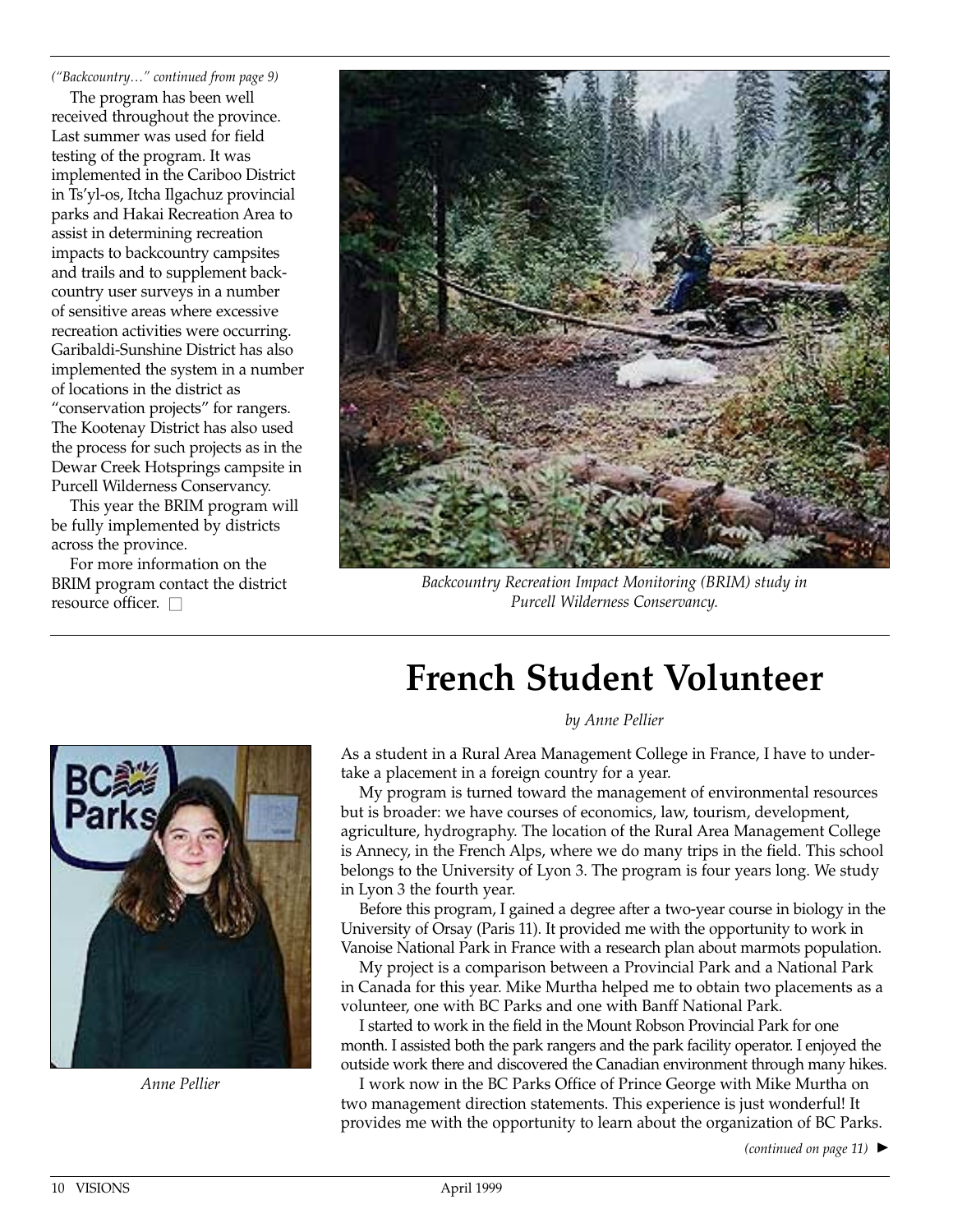*("Backcountry…" continued from page 9)*

The program has been well received throughout the province. Last summer was used for field testing of the program. It was implemented in the Cariboo District in Ts'yl-os, Itcha Ilgachuz provincial parks and Hakai Recreation Area to assist in determining recreation impacts to backcountry campsites and trails and to supplement backcountry user surveys in a number of sensitive areas where excessive recreation activities were occurring. Garibaldi-Sunshine District has also implemented the system in a number of locations in the district as "conservation projects" for rangers. The Kootenay District has also used the process for such projects as in the Dewar Creek Hotsprings campsite in Purcell Wilderness Conservancy.

This year the BRIM program will be fully implemented by districts across the province.

For more information on the BRIM program contact the district resource officer. □

*Backcountry Recreation Impact Monitoring (BRIM) study in Purcell Wilderness Conservancy.*

# French Student Volunteer

*by Anne Pellier*

*Anne Pellier*

As a student in a Rural Area Management College in France, I have to undertake a placement in a foreign country for a year.

My program is turned toward the management of environmental resources but is broader: we have courses of economics, law, tourism, development, agriculture, hydrography. The location of the Rural Area Management College is Annecy, in the French Alps, where we do many trips in the field. This school belongs to the University of Lyon 3. The program is four years long. We study in Lyon 3 the fourth year.

Before this program, I gained a degree after a two-year course in biology in the University of Orsay (Paris 11). It provided me with the opportunity to work in Vanoise National Park in France with a research plan about marmots population.

My project is a comparison between a Provincial Park and a National Park in Canada for this year. Mike Murtha helped me to obtain two placements as a volunteer, one with BC Parks and one with Banff National Park.

I started to work in the field in the Mount Robson Provincial Park for one month. I assisted both the park rangers and the park facility operator. I enjoyed the outside work there and discovered the Canadian environment through many hikes.

I work now in the BC Parks Office of Prince George with Mike Murtha on two management direction statements. This experience is just wonderful! It provides me with the opportunity to learn about the organization of BC Parks.

*(continued on page 11)* ►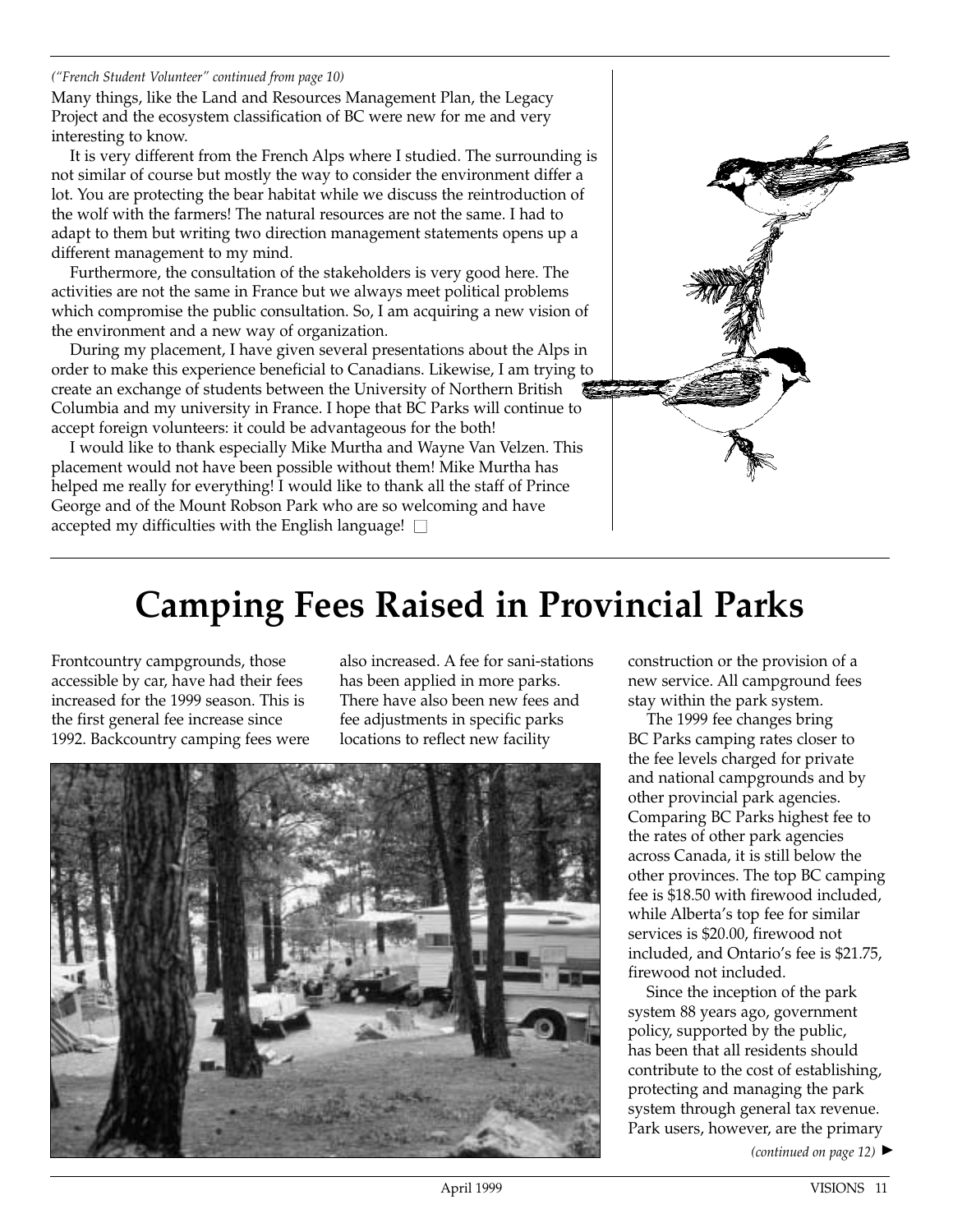*("French Student Volunteer" continued from page 10)*

Many things, like the Land and Resources Management Plan, the Legacy Project and the ecosystem classification of BC were new for me and very interesting to know.

It is very different from the French Alps where I studied. The surrounding is not similar of course but mostly the way to consider the environment differ a lot. You are protecting the bear habitat while we discuss the reintroduction of the wolf with the farmers! The natural resources are not the same. I had to adapt to them but writing two direction management statements opens up a different management to my mind.

Furthermore, the consultation of the stakeholders is very good here. The activities are not the same in France but we always meet political problems which compromise the public consultation. So, I am acquiring a new vision of the environment and a new way of organization.

During my placement, I have given several presentations about the Alps in order to make this experience beneficial to Canadians. Likewise, I am trying to create an exchange of students between the University of Northern British Columbia and my university in France. I hope that BC Parks will continue to accept foreign volunteers: it could be advantageous for the both!

I would like to thank especially Mike Murtha and Wayne Van Velzen. This placement would not have been possible without them! Mike Murtha has helped me really for everything! I would like to thank all the staff of Prince George and of the Mount Robson Park who are so welcoming and have accepted my difficulties with the English language! □

# Camping Fees Raised in Provincial Parks

Frontcountry campgrounds, those accessible by car, have had their fees increased for the 1999 season. This is the first general fee increase since 1992. Backcountry camping fees were also increased. A fee for sani-stations has been applied in more parks. There have also been new fees and fee adjustments in specific parks locations to reflect new facility construction or the provision of a new service. All campground fees stay within the park system.

The 1999 fee changes bring BC Parks camping rates closer to the fee levels charged for private and national campgrounds and by other provincial park agencies. Comparing BC Parks highest fee to the rates of other park agencies across Canada, it is still below the other provinces. The top BC camping fee is $18.50 with firewood included, while Alberta's top fee for similar services is $20.00, firewood not included, and Ontario's fee is $21.75, firewood not included.

Since the inception of the park system 88 years ago, government policy, supported by the public, has been that all residents should contribute to the cost of establishing, protecting and managing the park system through general tax revenue. Park users, however, are the primary

*(continued on page 12)* ►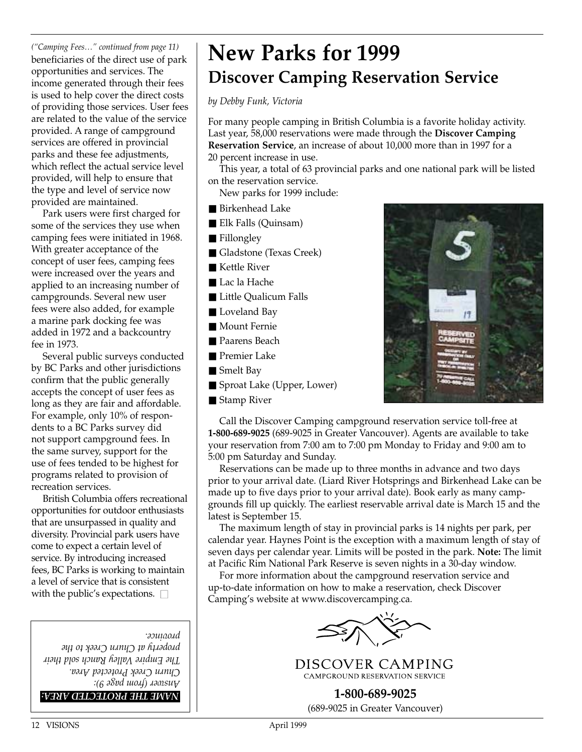*("Camping Fees…" continued from page 11)*

beneficiaries of the direct use of park opportunities and services. The income generated through their fees is used to help cover the direct costs of providing those services. User fees are related to the value of the service provided. A range of campground services are offered in provincial parks and these fee adjustments, which reflect the actual service level provided, will help to ensure that the type and level of service now provided are maintained.

Park users were first charged for some of the services they use when camping fees were initiated in 1968. With greater acceptance of the concept of user fees, camping fees were increased over the years and applied to an increasing number of campgrounds. Several new user fees were also added, for example a marine park docking fee was added in 1972 and a backcountry fee in 1973.

Several public surveys conducted by BC Parks and other jurisdictions confirm that the public generally accepts the concept of user fees as long as they are fair and affordable. For example, only 10% of respondents to a BC Parks survey did not support campground fees. In the same survey, support for the use of fees tended to be highest for programs related to provision of recreation services.

British Columbia offers recreational opportunities for outdoor enthusiasts that are unsurpassed in quality and diversity. Provincial park users have come to expect a certain level of service. By introducing increased fees, BC Parks is working to maintain a level of service that is consistent with the public's expectations.

**NAME THE PROTECTED AREA:**

*Answer (from page 9): Churn Creek Protected Area. The Empire Valley Ranch sold their property at Churn Creek to the province.*

# New Parks for 1999

## Discover Camping Reservation Service

*by Debby Funk, Victoria*

For many people camping in British Columbia is a favorite holiday activity. Last year, 58,000 reservations were made through the **Discover Camping Reservation Service**, an increase of about 10,000 more than in 1997 for a 20 percent increase in use.

This year, a total of 63 provincial parks and one national park will be listed on the reservation service.

New parks for 1999 include:

- Birkenhead Lake
- Elk Falls (Quinsam)
- Fillongley
- Gladstone (Texas Creek)
- Kettle River
- Lac la Hache
- Little Qualicum Falls
- Loveland Bay
- Mount Fernie
- Paarens Beach
- Premier Lake
- Smelt Bay
- Sproat Lake (Upper, Lower)
- Stamp River

Call the Discover Camping campground reservation service toll-free at **1-800-689-9025** (689-9025 in Greater Vancouver). Agents are available to take your reservation from 7:00 am to 7:00 pm Monday to Friday and 9:00 am to 5:00 pm Saturday and Sunday.

Reservations can be made up to three months in advance and two days prior to your arrival date. (Liard River Hotsprings and Birkenhead Lake can be made up to five days prior to your arrival date). Book early as many campgrounds fill up quickly. The earliest reservable arrival date is March 15 and the latest is September 15.

The maximum length of stay in provincial parks is 14 nights per park, per calendar year. Haynes Point is the exception with a maximum length of stay of seven days per calendar year. Limits will be posted in the park. **Note:** The limit at Pacific Rim National Park Reserve is seven nights in a 30-day window.

For more information about the campground reservation service and up-to-date information on how to make a reservation, check Discover Camping's website at www.discovercamping.ca.

DISCOVER CAMPING
CAMPGROUND RESERVATION SERVICE

**1-800-689-9025**
(689-9025 in Greater Vancouver)